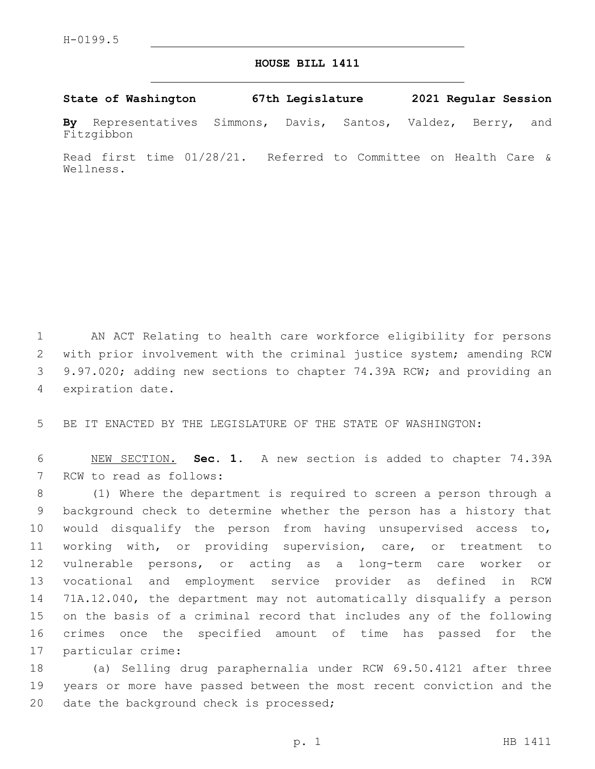H-0199.5

# HOUSE BILL 1411

**State of Washington 67th Legislature 2021 Regular Session**

**By** Representatives Simmons, Davis, Santos, Valdez, Berry, and Fitzgibbon

Read first time 01/28/21. Referred to Committee on Health Care & Wellness.

AN ACT Relating to health care workforce eligibility for persons with prior involvement with the criminal justice system; amending RCW 9.97.020; adding new sections to chapter 74.39A RCW; and providing an expiration date.

BE IT ENACTED BY THE LEGISLATURE OF THE STATE OF WASHINGTON:

NEW SECTION. **Sec. 1.** A new section is added to chapter 74.39A RCW to read as follows:

(1) Where the department is required to screen a person through a background check to determine whether the person has a history that would disqualify the person from having unsupervised access to, working with, or providing supervision, care, or treatment to vulnerable persons, or acting as a long-term care worker or vocational and employment service provider as defined in RCW 71A.12.040, the department may not automatically disqualify a person on the basis of a criminal record that includes any of the following crimes once the specified amount of time has passed for the particular crime:

(a) Selling drug paraphernalia under RCW 69.50.4121 after three years or more have passed between the most recent conviction and the date the background check is processed;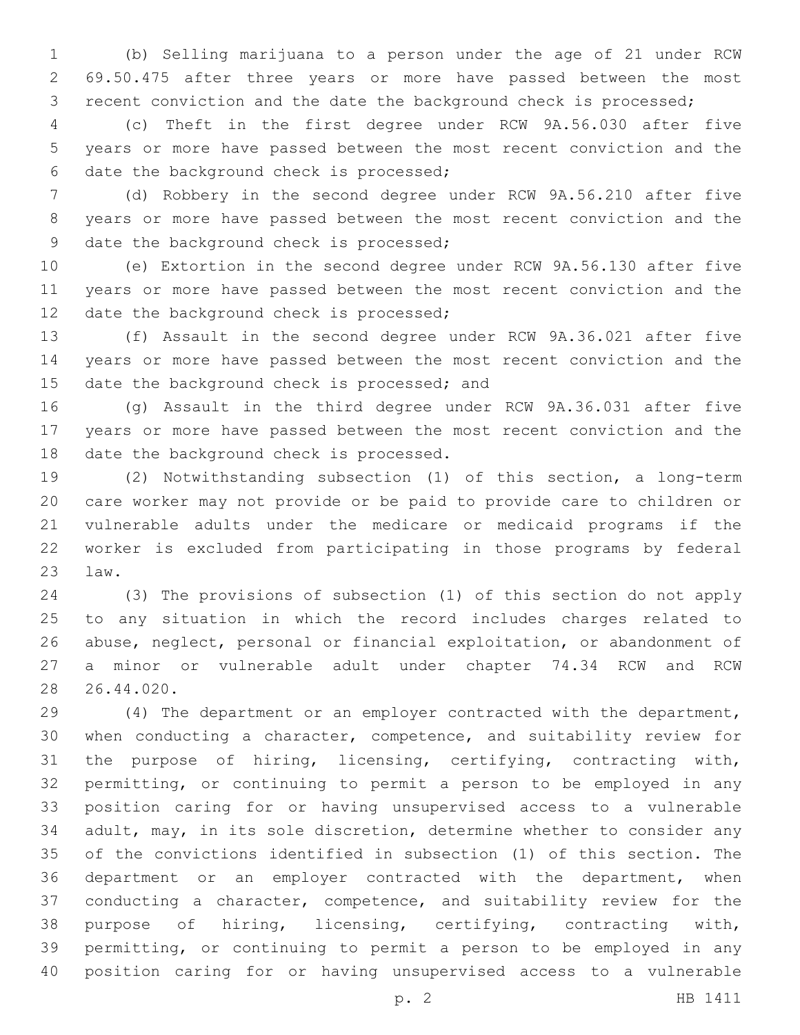(b) Selling marijuana to a person under the age of 21 under RCW 69.50.475 after three years or more have passed between the most recent conviction and the date the background check is processed;

(c) Theft in the first degree under RCW 9A.56.030 after five years or more have passed between the most recent conviction and the date the background check is processed;

(d) Robbery in the second degree under RCW 9A.56.210 after five years or more have passed between the most recent conviction and the date the background check is processed;

(e) Extortion in the second degree under RCW 9A.56.130 after five years or more have passed between the most recent conviction and the date the background check is processed;

(f) Assault in the second degree under RCW 9A.36.021 after five years or more have passed between the most recent conviction and the date the background check is processed; and

(g) Assault in the third degree under RCW 9A.36.031 after five years or more have passed between the most recent conviction and the date the background check is processed.

(2) Notwithstanding subsection (1) of this section, a long-term care worker may not provide or be paid to provide care to children or vulnerable adults under the medicare or medicaid programs if the worker is excluded from participating in those programs by federal law.

(3) The provisions of subsection (1) of this section do not apply to any situation in which the record includes charges related to abuse, neglect, personal or financial exploitation, or abandonment of a minor or vulnerable adult under chapter 74.34 RCW and RCW 26.44.020.

(4) The department or an employer contracted with the department, when conducting a character, competence, and suitability review for the purpose of hiring, licensing, certifying, contracting with, permitting, or continuing to permit a person to be employed in any position caring for or having unsupervised access to a vulnerable adult, may, in its sole discretion, determine whether to consider any of the convictions identified in subsection (1) of this section. The department or an employer contracted with the department, when conducting a character, competence, and suitability review for the purpose of hiring, licensing, certifying, contracting with, permitting, or continuing to permit a person to be employed in any position caring for or having unsupervised access to a vulnerable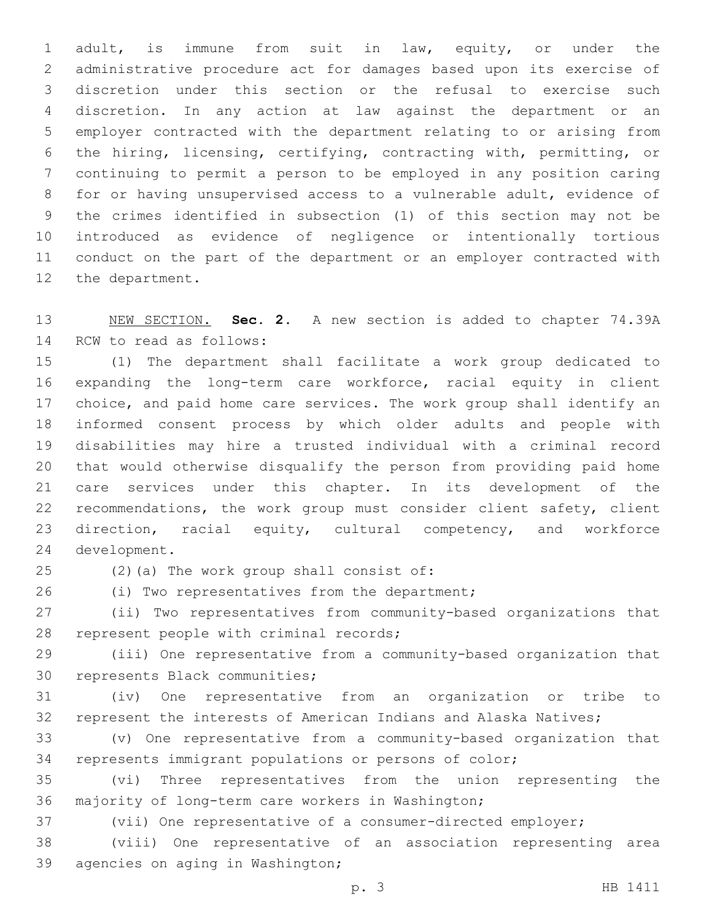adult, is immune from suit in law, equity, or under the administrative procedure act for damages based upon its exercise of discretion under this section or the refusal to exercise such discretion. In any action at law against the department or an employer contracted with the department relating to or arising from the hiring, licensing, certifying, contracting with, permitting, or continuing to permit a person to be employed in any position caring for or having unsupervised access to a vulnerable adult, evidence of the crimes identified in subsection (1) of this section may not be introduced as evidence of negligence or intentionally tortious conduct on the part of the department or an employer contracted with the department.

NEW SECTION. **Sec. 2.** A new section is added to chapter 74.39A RCW to read as follows:

(1) The department shall facilitate a work group dedicated to expanding the long-term care workforce, racial equity in client choice, and paid home care services. The work group shall identify an informed consent process by which older adults and people with disabilities may hire a trusted individual with a criminal record that would otherwise disqualify the person from providing paid home care services under this chapter. In its development of the recommendations, the work group must consider client safety, client direction, racial equity, cultural competency, and workforce development.

(2)(a) The work group shall consist of:

(i) Two representatives from the department;

(ii) Two representatives from community-based organizations that represent people with criminal records;

(iii) One representative from a community-based organization that represents Black communities;

(iv) One representative from an organization or tribe to represent the interests of American Indians and Alaska Natives;

(v) One representative from a community-based organization that represents immigrant populations or persons of color;

(vi) Three representatives from the union representing the majority of long-term care workers in Washington;

(vii) One representative of a consumer-directed employer;

(viii) One representative of an association representing area agencies on aging in Washington;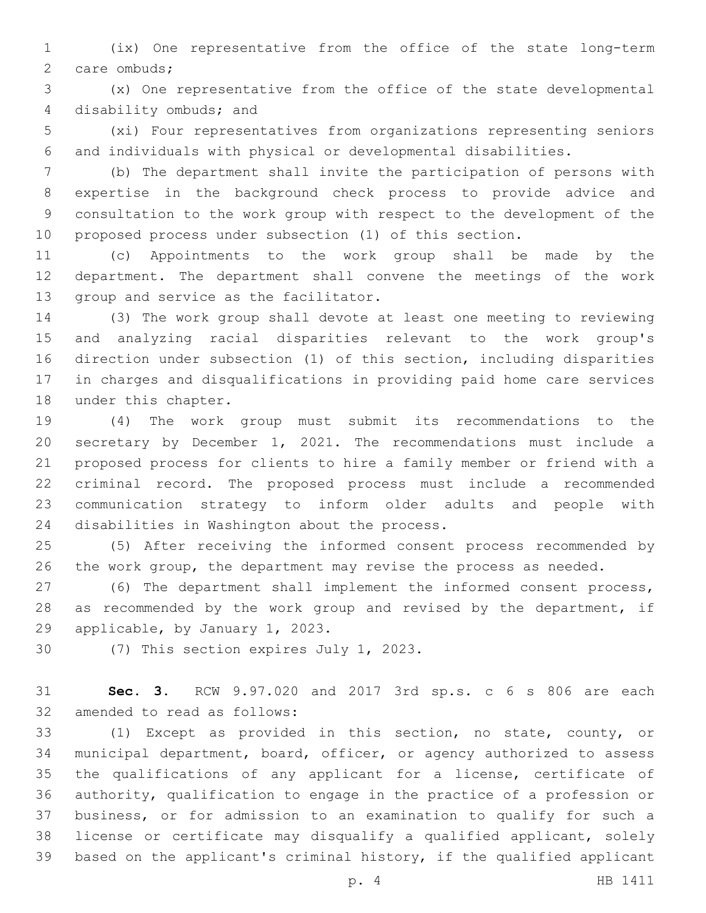(ix) One representative from the office of the state long-term care ombuds;

(x) One representative from the office of the state developmental disability ombuds; and

(xi) Four representatives from organizations representing seniors and individuals with physical or developmental disabilities.

(b) The department shall invite the participation of persons with expertise in the background check process to provide advice and consultation to the work group with respect to the development of the proposed process under subsection (1) of this section.

(c) Appointments to the work group shall be made by the department. The department shall convene the meetings of the work group and service as the facilitator.

(3) The work group shall devote at least one meeting to reviewing and analyzing racial disparities relevant to the work group's direction under subsection (1) of this section, including disparities in charges and disqualifications in providing paid home care services under this chapter.

(4) The work group must submit its recommendations to the secretary by December 1, 2021. The recommendations must include a proposed process for clients to hire a family member or friend with a criminal record. The proposed process must include a recommended communication strategy to inform older adults and people with disabilities in Washington about the process.

(5) After receiving the informed consent process recommended by the work group, the department may revise the process as needed.

(6) The department shall implement the informed consent process, as recommended by the work group and revised by the department, if applicable, by January 1, 2023.

(7) This section expires July 1, 2023.

**Sec. 3.** RCW 9.97.020 and 2017 3rd sp.s. c 6 s 806 are each amended to read as follows:

(1) Except as provided in this section, no state, county, or municipal department, board, officer, or agency authorized to assess the qualifications of any applicant for a license, certificate of authority, qualification to engage in the practice of a profession or business, or for admission to an examination to qualify for such a license or certificate may disqualify a qualified applicant, solely based on the applicant's criminal history, if the qualified applicant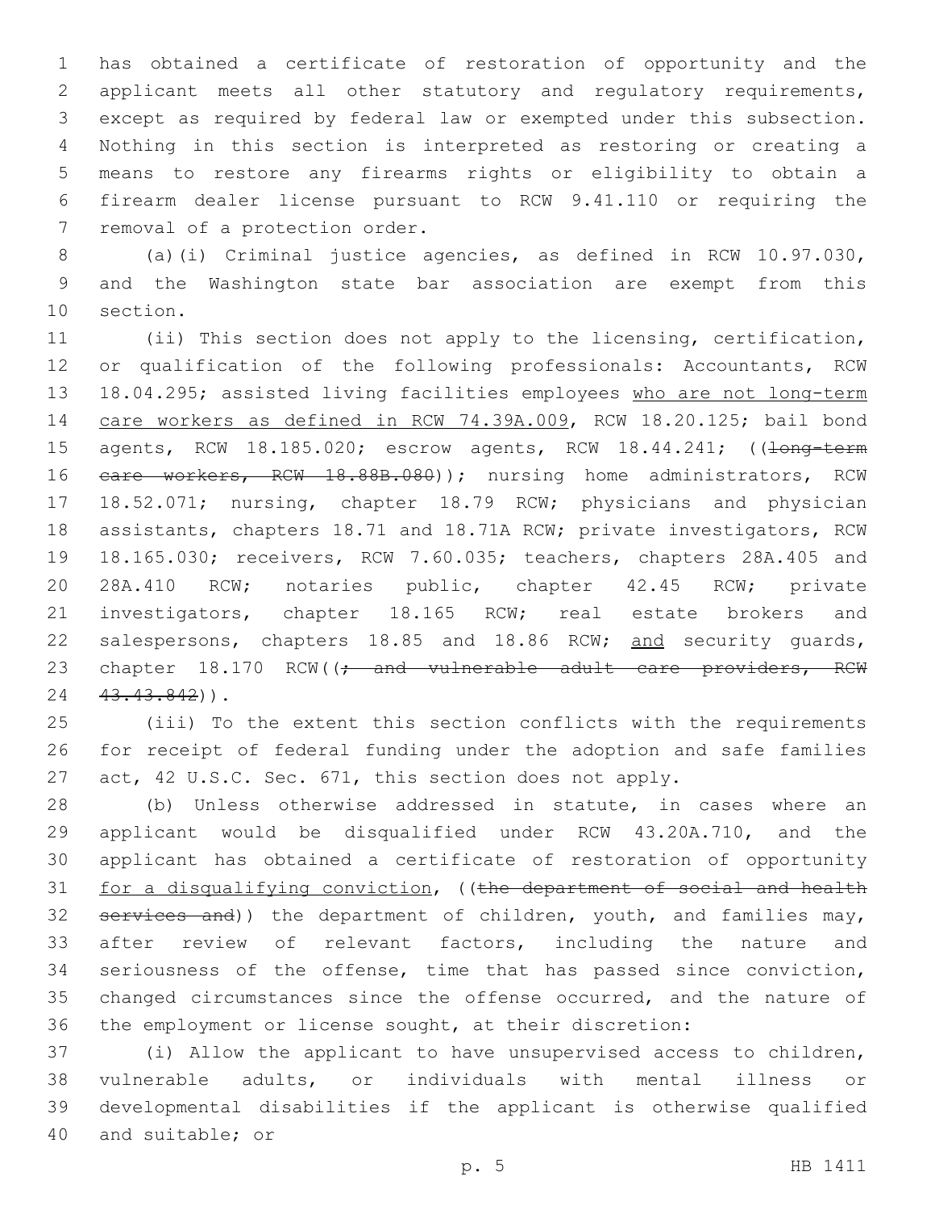has obtained a certificate of restoration of opportunity and the applicant meets all other statutory and regulatory requirements, except as required by federal law or exempted under this subsection. Nothing in this section is interpreted as restoring or creating a means to restore any firearms rights or eligibility to obtain a firearm dealer license pursuant to RCW 9.41.110 or requiring the removal of a protection order.

(a)(i) Criminal justice agencies, as defined in RCW 10.97.030, and the Washington state bar association are exempt from this section.

(ii) This section does not apply to the licensing, certification, or qualification of the following professionals: Accountants, RCW 18.04.295; assisted living facilities employees <u>who are not long-term care workers as defined in RCW 74.39A.009</u>, RCW 18.20.125; bail bond agents, RCW 18.185.020; escrow agents, RCW 18.44.241; ((~~long-term care workers, RCW 18.88B.080~~)); nursing home administrators, RCW 18.52.071; nursing, chapter 18.79 RCW; physicians and physician assistants, chapters 18.71 and 18.71A RCW; private investigators, RCW 18.165.030; receivers, RCW 7.60.035; teachers, chapters 28A.405 and 28A.410 RCW; notaries public, chapter 42.45 RCW; private investigators, chapter 18.165 RCW; real estate brokers and salespersons, chapters 18.85 and 18.86 RCW; <u>and</u> security guards, chapter 18.170 RCW((~~; and vulnerable adult care providers, RCW 43.43.842~~)).

(iii) To the extent this section conflicts with the requirements for receipt of federal funding under the adoption and safe families act, 42 U.S.C. Sec. 671, this section does not apply.

(b) Unless otherwise addressed in statute, in cases where an applicant would be disqualified under RCW 43.20A.710, and the applicant has obtained a certificate of restoration of opportunity <u>for a disqualifying conviction</u>, ((~~the department of social and health services and~~)) the department of children, youth, and families may, after review of relevant factors, including the nature and seriousness of the offense, time that has passed since conviction, changed circumstances since the offense occurred, and the nature of the employment or license sought, at their discretion:

(i) Allow the applicant to have unsupervised access to children, vulnerable adults, or individuals with mental illness or developmental disabilities if the applicant is otherwise qualified and suitable; or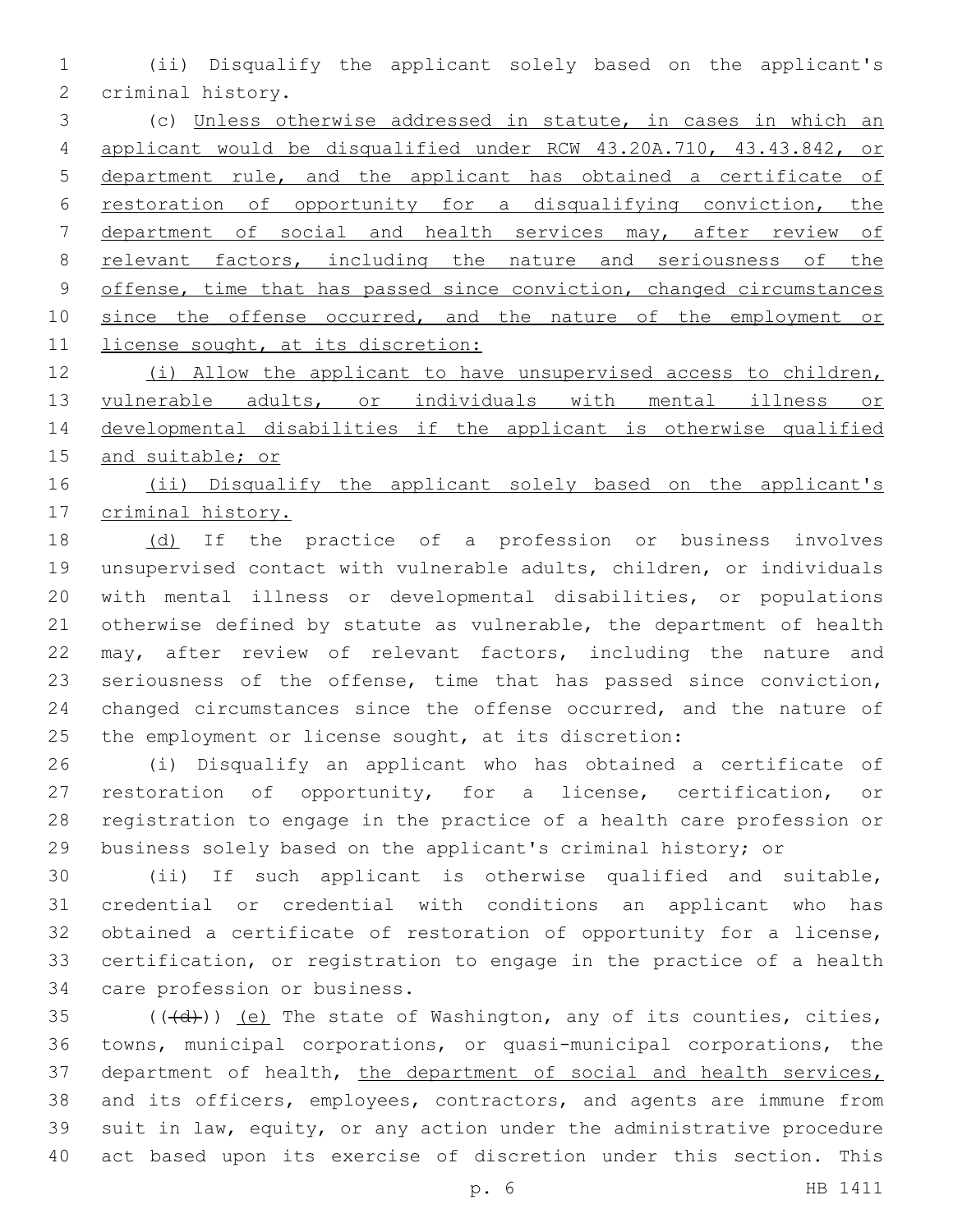(ii) Disqualify the applicant solely based on the applicant's criminal history.

(c) <u>Unless otherwise addressed in statute, in cases in which an applicant would be disqualified under RCW 43.20A.710, 43.43.842, or department rule, and the applicant has obtained a certificate of restoration of opportunity for a disqualifying conviction, the department of social and health services may, after review of relevant factors, including the nature and seriousness of the offense, time that has passed since conviction, changed circumstances since the offense occurred, and the nature of the employment or license sought, at its discretion:</u>

<u>(i) Allow the applicant to have unsupervised access to children, vulnerable adults, or individuals with mental illness or developmental disabilities if the applicant is otherwise qualified and suitable; or</u>

<u>(ii) Disqualify the applicant solely based on the applicant's criminal history.</u>

<u>(d)</u> If the practice of a profession or business involves unsupervised contact with vulnerable adults, children, or individuals with mental illness or developmental disabilities, or populations otherwise defined by statute as vulnerable, the department of health may, after review of relevant factors, including the nature and seriousness of the offense, time that has passed since conviction, changed circumstances since the offense occurred, and the nature of the employment or license sought, at its discretion:

(i) Disqualify an applicant who has obtained a certificate of restoration of opportunity, for a license, certification, or registration to engage in the practice of a health care profession or business solely based on the applicant's criminal history; or

(ii) If such applicant is otherwise qualified and suitable, credential or credential with conditions an applicant who has obtained a certificate of restoration of opportunity for a license, certification, or registration to engage in the practice of a health care profession or business.

((~~(d)~~)) <u>(e)</u> The state of Washington, any of its counties, cities, towns, municipal corporations, or quasi-municipal corporations, the department of health, <u>the department of social and health services,</u> and its officers, employees, contractors, and agents are immune from suit in law, equity, or any action under the administrative procedure act based upon its exercise of discretion under this section. This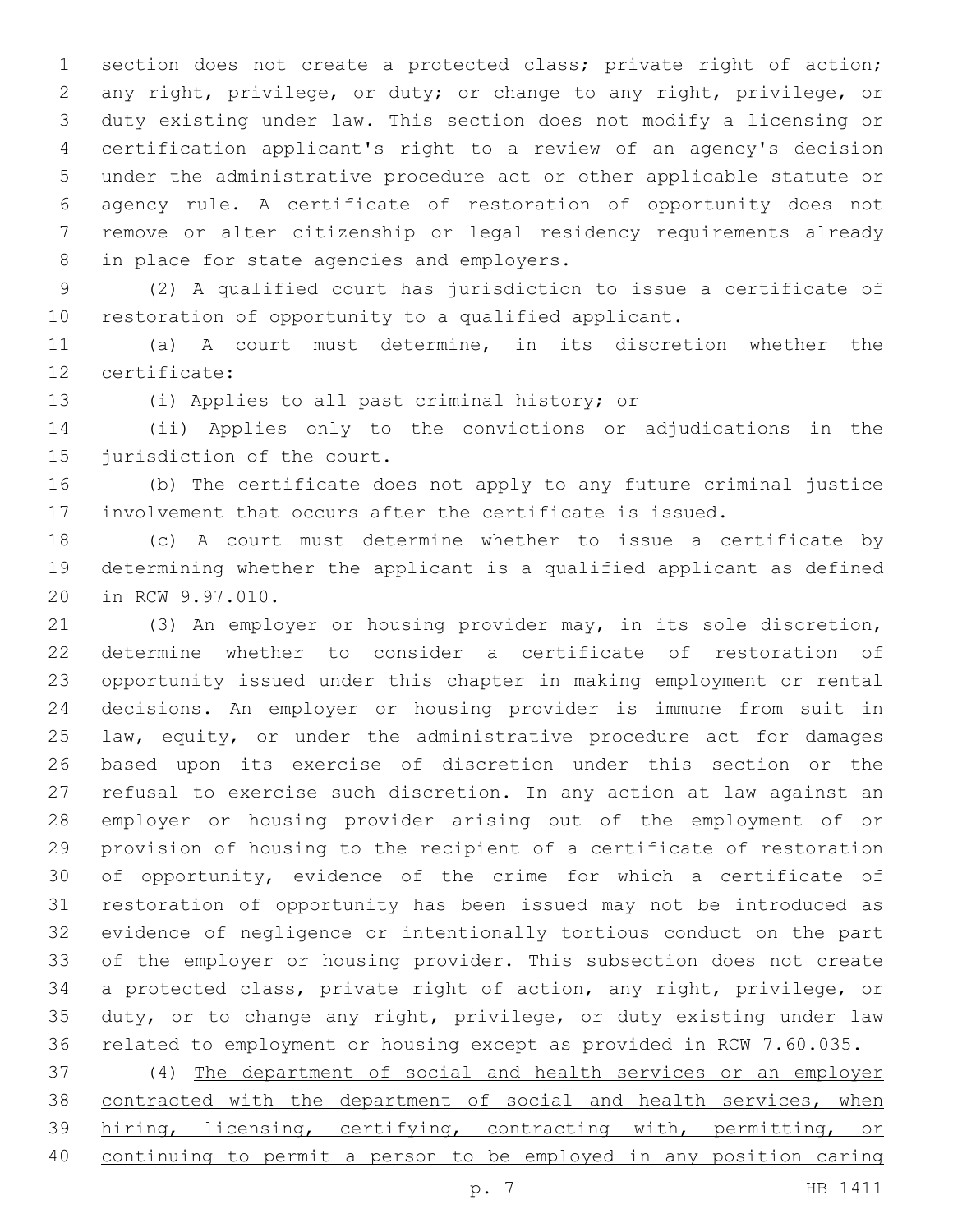section does not create a protected class; private right of action; any right, privilege, or duty; or change to any right, privilege, or duty existing under law. This section does not modify a licensing or certification applicant's right to a review of an agency's decision under the administrative procedure act or other applicable statute or agency rule. A certificate of restoration of opportunity does not remove or alter citizenship or legal residency requirements already in place for state agencies and employers.

(2) A qualified court has jurisdiction to issue a certificate of restoration of opportunity to a qualified applicant.

(a) A court must determine, in its discretion whether the certificate:

(i) Applies to all past criminal history; or

(ii) Applies only to the convictions or adjudications in the jurisdiction of the court.

(b) The certificate does not apply to any future criminal justice involvement that occurs after the certificate is issued.

(c) A court must determine whether to issue a certificate by determining whether the applicant is a qualified applicant as defined in RCW 9.97.010.

(3) An employer or housing provider may, in its sole discretion, determine whether to consider a certificate of restoration of opportunity issued under this chapter in making employment or rental decisions. An employer or housing provider is immune from suit in law, equity, or under the administrative procedure act for damages based upon its exercise of discretion under this section or the refusal to exercise such discretion. In any action at law against an employer or housing provider arising out of the employment of or provision of housing to the recipient of a certificate of restoration of opportunity, evidence of the crime for which a certificate of restoration of opportunity has been issued may not be introduced as evidence of negligence or intentionally tortious conduct on the part of the employer or housing provider. This subsection does not create a protected class, private right of action, any right, privilege, or duty, or to change any right, privilege, or duty existing under law related to employment or housing except as provided in RCW 7.60.035.

(4) <u>The department of social and health services or an employer contracted with the department of social and health services, when hiring, licensing, certifying, contracting with, permitting, or continuing to permit a person to be employed in any position caring</u>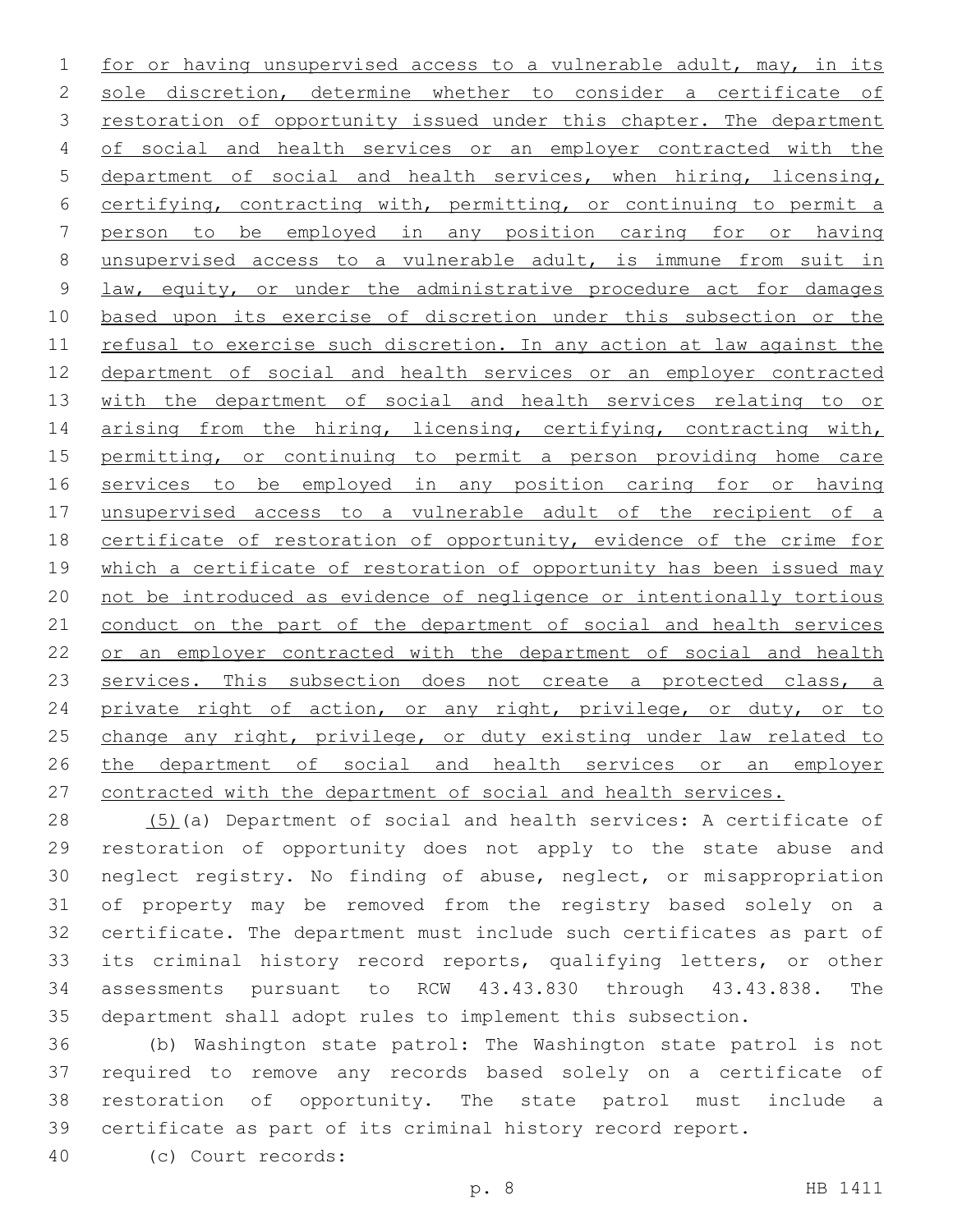for or having unsupervised access to a vulnerable adult, may, in its sole discretion, determine whether to consider a certificate of restoration of opportunity issued under this chapter. The department of social and health services or an employer contracted with the department of social and health services, when hiring, licensing, certifying, contracting with, permitting, or continuing to permit a person to be employed in any position caring for or having unsupervised access to a vulnerable adult, is immune from suit in law, equity, or under the administrative procedure act for damages based upon its exercise of discretion under this subsection or the refusal to exercise such discretion. In any action at law against the department of social and health services or an employer contracted with the department of social and health services relating to or arising from the hiring, licensing, certifying, contracting with, permitting, or continuing to permit a person providing home care services to be employed in any position caring for or having unsupervised access to a vulnerable adult of the recipient of a certificate of restoration of opportunity, evidence of the crime for which a certificate of restoration of opportunity has been issued may not be introduced as evidence of negligence or intentionally tortious conduct on the part of the department of social and health services or an employer contracted with the department of social and health services. This subsection does not create a protected class, a private right of action, or any right, privilege, or duty, or to change any right, privilege, or duty existing under law related to the department of social and health services or an employer contracted with the department of social and health services.

(5)(a) Department of social and health services: A certificate of restoration of opportunity does not apply to the state abuse and neglect registry. No finding of abuse, neglect, or misappropriation of property may be removed from the registry based solely on a certificate. The department must include such certificates as part of its criminal history record reports, qualifying letters, or other assessments pursuant to RCW 43.43.830 through 43.43.838. The department shall adopt rules to implement this subsection.

(b) Washington state patrol: The Washington state patrol is not required to remove any records based solely on a certificate of restoration of opportunity. The state patrol must include a certificate as part of its criminal history record report.

(c) Court records: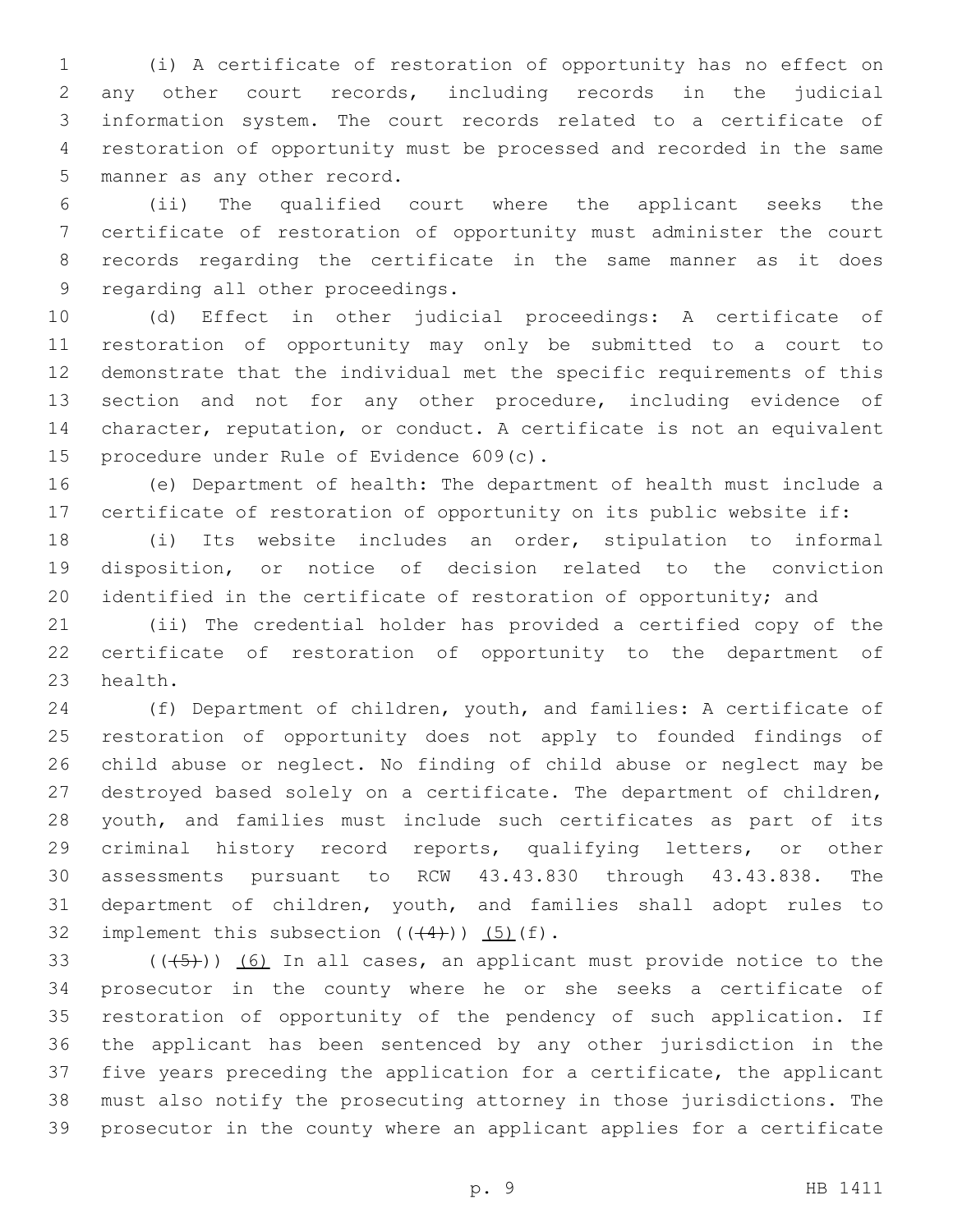(i) A certificate of restoration of opportunity has no effect on any other court records, including records in the judicial information system. The court records related to a certificate of restoration of opportunity must be processed and recorded in the same manner as any other record.

(ii) The qualified court where the applicant seeks the certificate of restoration of opportunity must administer the court records regarding the certificate in the same manner as it does regarding all other proceedings.

(d) Effect in other judicial proceedings: A certificate of restoration of opportunity may only be submitted to a court to demonstrate that the individual met the specific requirements of this section and not for any other procedure, including evidence of character, reputation, or conduct. A certificate is not an equivalent procedure under Rule of Evidence 609(c).

(e) Department of health: The department of health must include a certificate of restoration of opportunity on its public website if:

(i) Its website includes an order, stipulation to informal disposition, or notice of decision related to the conviction identified in the certificate of restoration of opportunity; and

(ii) The credential holder has provided a certified copy of the certificate of restoration of opportunity to the department of health.

(f) Department of children, youth, and families: A certificate of restoration of opportunity does not apply to founded findings of child abuse or neglect. No finding of child abuse or neglect may be destroyed based solely on a certificate. The department of children, youth, and families must include such certificates as part of its criminal history record reports, qualifying letters, or other assessments pursuant to RCW 43.43.830 through 43.43.838. The department of children, youth, and families shall adopt rules to implement this subsection ((~~(4)~~)) <u>(5)</u>(f).

((~~(5)~~)) <u>(6)</u> In all cases, an applicant must provide notice to the prosecutor in the county where he or she seeks a certificate of restoration of opportunity of the pendency of such application. If the applicant has been sentenced by any other jurisdiction in the five years preceding the application for a certificate, the applicant must also notify the prosecuting attorney in those jurisdictions. The prosecutor in the county where an applicant applies for a certificate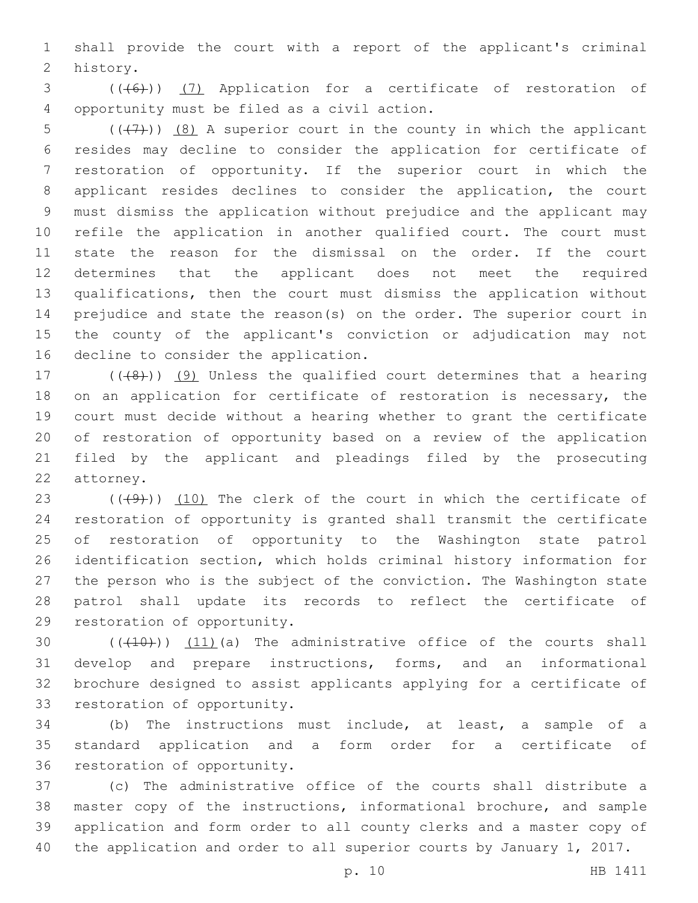shall provide the court with a report of the applicant's criminal history.

((~~(6)~~)) (7) Application for a certificate of restoration of opportunity must be filed as a civil action.

((~~(7)~~)) (8) A superior court in the county in which the applicant resides may decline to consider the application for certificate of restoration of opportunity. If the superior court in which the applicant resides declines to consider the application, the court must dismiss the application without prejudice and the applicant may refile the application in another qualified court. The court must state the reason for the dismissal on the order. If the court determines that the applicant does not meet the required qualifications, then the court must dismiss the application without prejudice and state the reason(s) on the order. The superior court in the county of the applicant's conviction or adjudication may not decline to consider the application.

((~~(8)~~)) (9) Unless the qualified court determines that a hearing on an application for certificate of restoration is necessary, the court must decide without a hearing whether to grant the certificate of restoration of opportunity based on a review of the application filed by the applicant and pleadings filed by the prosecuting attorney.

((~~(9)~~)) (10) The clerk of the court in which the certificate of restoration of opportunity is granted shall transmit the certificate of restoration of opportunity to the Washington state patrol identification section, which holds criminal history information for the person who is the subject of the conviction. The Washington state patrol shall update its records to reflect the certificate of restoration of opportunity.

((~~(10)~~)) (11)(a) The administrative office of the courts shall develop and prepare instructions, forms, and an informational brochure designed to assist applicants applying for a certificate of restoration of opportunity.

(b) The instructions must include, at least, a sample of a standard application and a form order for a certificate of restoration of opportunity.

(c) The administrative office of the courts shall distribute a master copy of the instructions, informational brochure, and sample application and form order to all county clerks and a master copy of the application and order to all superior courts by January 1, 2017.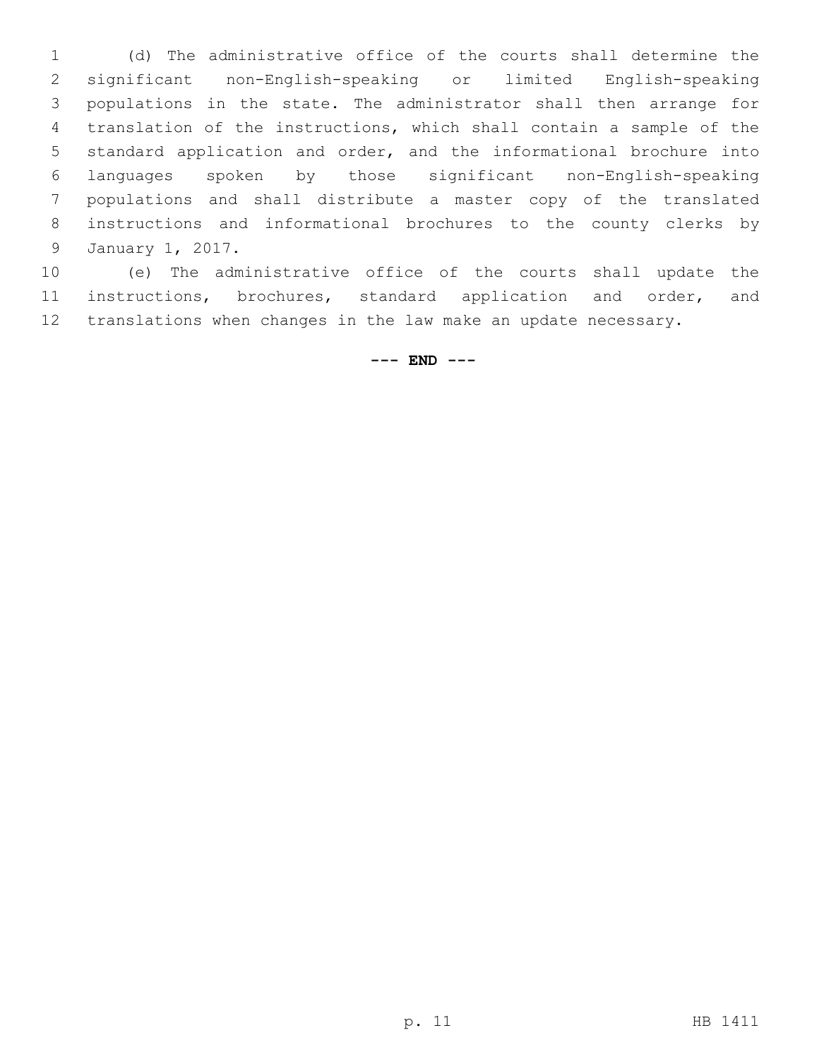(d) The administrative office of the courts shall determine the significant non-English-speaking or limited English-speaking populations in the state. The administrator shall then arrange for translation of the instructions, which shall contain a sample of the standard application and order, and the informational brochure into languages spoken by those significant non-English-speaking populations and shall distribute a master copy of the translated instructions and informational brochures to the county clerks by January 1, 2017.

(e) The administrative office of the courts shall update the instructions, brochures, standard application and order, and translations when changes in the law make an update necessary.

**--- END ---**